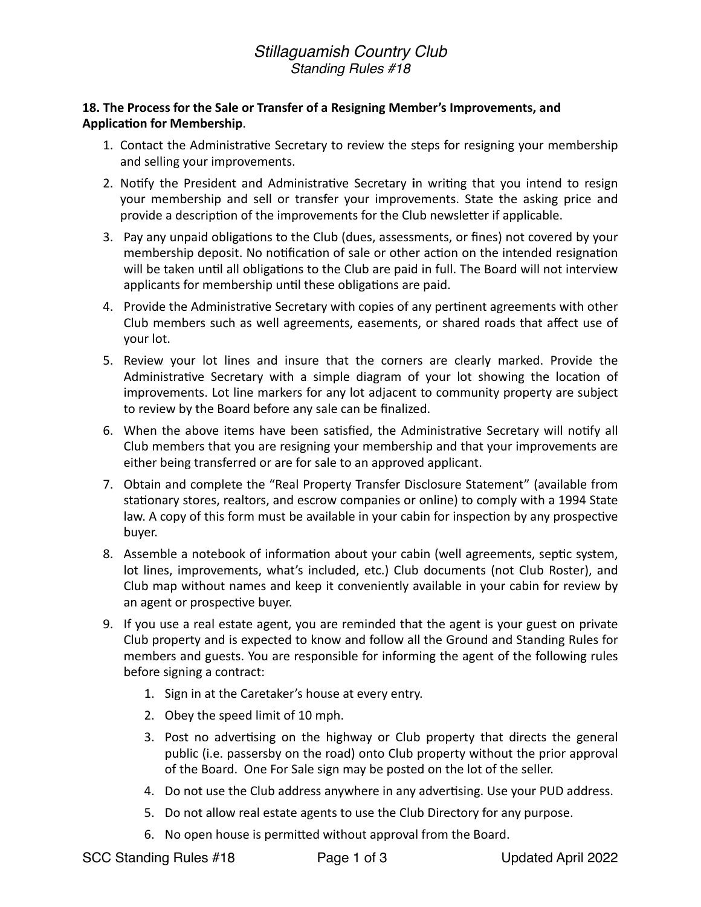# *Stillaguamish Country Club*

## *Standing Rules #18*

**18. The Process for the Sale or Transfer of a Resigning Member's Improvements, and Application for Membership**.

1. Contact the Administrative Secretary to review the steps for resigning your membership and selling your improvements.
2. Notify the President and Administrative Secretary **i**n writing that you intend to resign your membership and sell or transfer your improvements. State the asking price and provide a description of the improvements for the Club newsletter if applicable.
3. Pay any unpaid obligations to the Club (dues, assessments, or fines) not covered by your membership deposit. No notification of sale or other action on the intended resignation will be taken until all obligations to the Club are paid in full. The Board will not interview applicants for membership until these obligations are paid.
4. Provide the Administrative Secretary with copies of any pertinent agreements with other Club members such as well agreements, easements, or shared roads that affect use of your lot.
5. Review your lot lines and insure that the corners are clearly marked. Provide the Administrative Secretary with a simple diagram of your lot showing the location of improvements. Lot line markers for any lot adjacent to community property are subject to review by the Board before any sale can be finalized.
6. When the above items have been satisfied, the Administrative Secretary will notify all Club members that you are resigning your membership and that your improvements are either being transferred or are for sale to an approved applicant.
7. Obtain and complete the "Real Property Transfer Disclosure Statement" (available from stationary stores, realtors, and escrow companies or online) to comply with a 1994 State law. A copy of this form must be available in your cabin for inspection by any prospective buyer.
8. Assemble a notebook of information about your cabin (well agreements, septic system, lot lines, improvements, what's included, etc.) Club documents (not Club Roster), and Club map without names and keep it conveniently available in your cabin for review by an agent or prospective buyer.
9. If you use a real estate agent, you are reminded that the agent is your guest on private Club property and is expected to know and follow all the Ground and Standing Rules for members and guests. You are responsible for informing the agent of the following rules before signing a contract:
    1. Sign in at the Caretaker's house at every entry.
    2. Obey the speed limit of 10 mph.
    3. Post no advertising on the highway or Club property that directs the general public (i.e. passersby on the road) onto Club property without the prior approval of the Board. One For Sale sign may be posted on the lot of the seller.
    4. Do not use the Club address anywhere in any advertising. Use your PUD address.
    5. Do not allow real estate agents to use the Club Directory for any purpose.
    6. No open house is permitted without approval from the Board.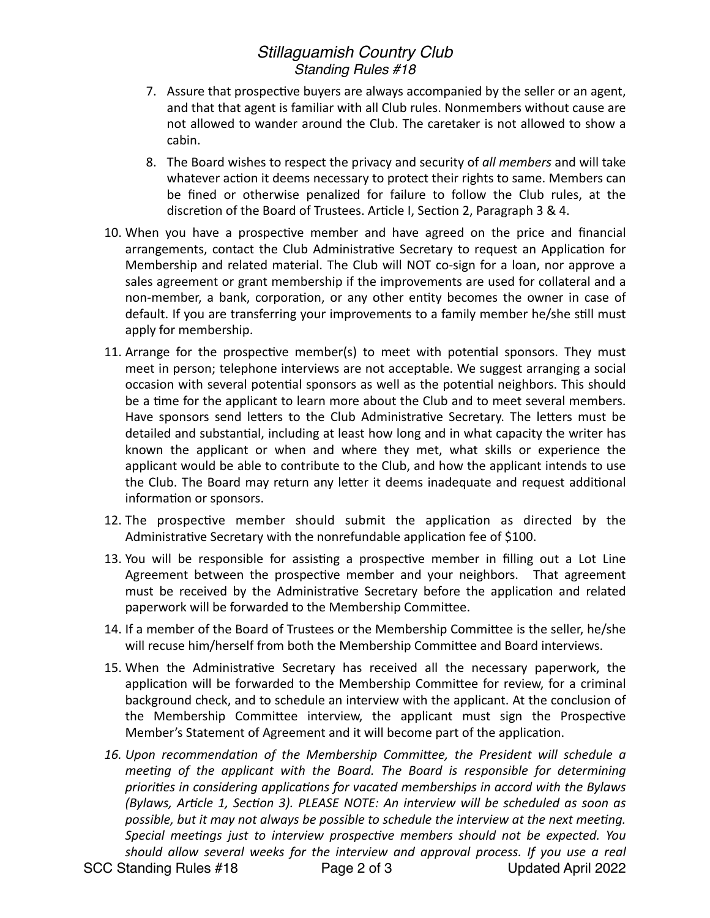7. Assure that prospective buyers are always accompanied by the seller or an agent, and that that agent is familiar with all Club rules. Nonmembers without cause are not allowed to wander around the Club. The caretaker is not allowed to show a cabin.
8. The Board wishes to respect the privacy and security of *all members* and will take whatever action it deems necessary to protect their rights to same. Members can be fined or otherwise penalized for failure to follow the Club rules, at the discretion of the Board of Trustees. Article I, Section 2, Paragraph 3 & 4.

10. When you have a prospective member and have agreed on the price and financial arrangements, contact the Club Administrative Secretary to request an Application for Membership and related material. The Club will NOT co-sign for a loan, nor approve a sales agreement or grant membership if the improvements are used for collateral and a non-member, a bank, corporation, or any other entity becomes the owner in case of default. If you are transferring your improvements to a family member he/she still must apply for membership.
11. Arrange for the prospective member(s) to meet with potential sponsors. They must meet in person; telephone interviews are not acceptable. We suggest arranging a social occasion with several potential sponsors as well as the potential neighbors. This should be a time for the applicant to learn more about the Club and to meet several members. Have sponsors send letters to the Club Administrative Secretary. The letters must be detailed and substantial, including at least how long and in what capacity the writer has known the applicant or when and where they met, what skills or experience the applicant would be able to contribute to the Club, and how the applicant intends to use the Club. The Board may return any letter it deems inadequate and request additional information or sponsors.
12. The prospective member should submit the application as directed by the Administrative Secretary with the nonrefundable application fee of $100.
13. You will be responsible for assisting a prospective member in filling out a Lot Line Agreement between the prospective member and your neighbors. That agreement must be received by the Administrative Secretary before the application and related paperwork will be forwarded to the Membership Committee.
14. If a member of the Board of Trustees or the Membership Committee is the seller, he/she will recuse him/herself from both the Membership Committee and Board interviews.
15. When the Administrative Secretary has received all the necessary paperwork, the application will be forwarded to the Membership Committee for review, for a criminal background check, and to schedule an interview with the applicant. At the conclusion of the Membership Committee interview, the applicant must sign the Prospective Member's Statement of Agreement and it will become part of the application.
16. *Upon recommendation of the Membership Committee, the President will schedule a meeting of the applicant with the Board. The Board is responsible for determining priorities in considering applications for vacated memberships in accord with the Bylaws (Bylaws, Article 1, Section 3). PLEASE NOTE: An interview will be scheduled as soon as possible, but it may not always be possible to schedule the interview at the next meeting. Special meetings just to interview prospective members should not be expected. You should allow several weeks for the interview and approval process. If you use a real*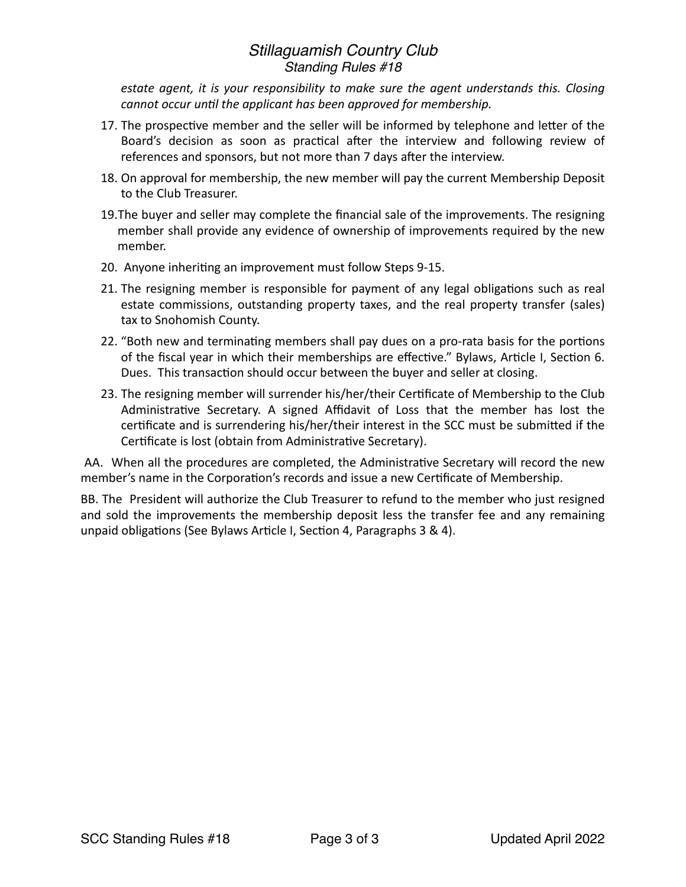*estate agent, it is your responsibility to make sure the agent understands this. Closing cannot occur until the applicant has been approved for membership.*

17. The prospective member and the seller will be informed by telephone and letter of the Board's decision as soon as practical after the interview and following review of references and sponsors, but not more than 7 days after the interview.
18. On approval for membership, the new member will pay the current Membership Deposit to the Club Treasurer.
19. The buyer and seller may complete the financial sale of the improvements. The resigning member shall provide any evidence of ownership of improvements required by the new member.
20. Anyone inheriting an improvement must follow Steps 9-15.
21. The resigning member is responsible for payment of any legal obligations such as real estate commissions, outstanding property taxes, and the real property transfer (sales) tax to Snohomish County.
22. "Both new and terminating members shall pay dues on a pro-rata basis for the portions of the fiscal year in which their memberships are effective." Bylaws, Article I, Section 6. Dues. This transaction should occur between the buyer and seller at closing.
23. The resigning member will surrender his/her/their Certificate of Membership to the Club Administrative Secretary. A signed Affidavit of Loss that the member has lost the certificate and is surrendering his/her/their interest in the SCC must be submitted if the Certificate is lost (obtain from Administrative Secretary).

AA. When all the procedures are completed, the Administrative Secretary will record the new member's name in the Corporation's records and issue a new Certificate of Membership.

BB. The President will authorize the Club Treasurer to refund to the member who just resigned and sold the improvements the membership deposit less the transfer fee and any remaining unpaid obligations (See Bylaws Article I, Section 4, Paragraphs 3 & 4).